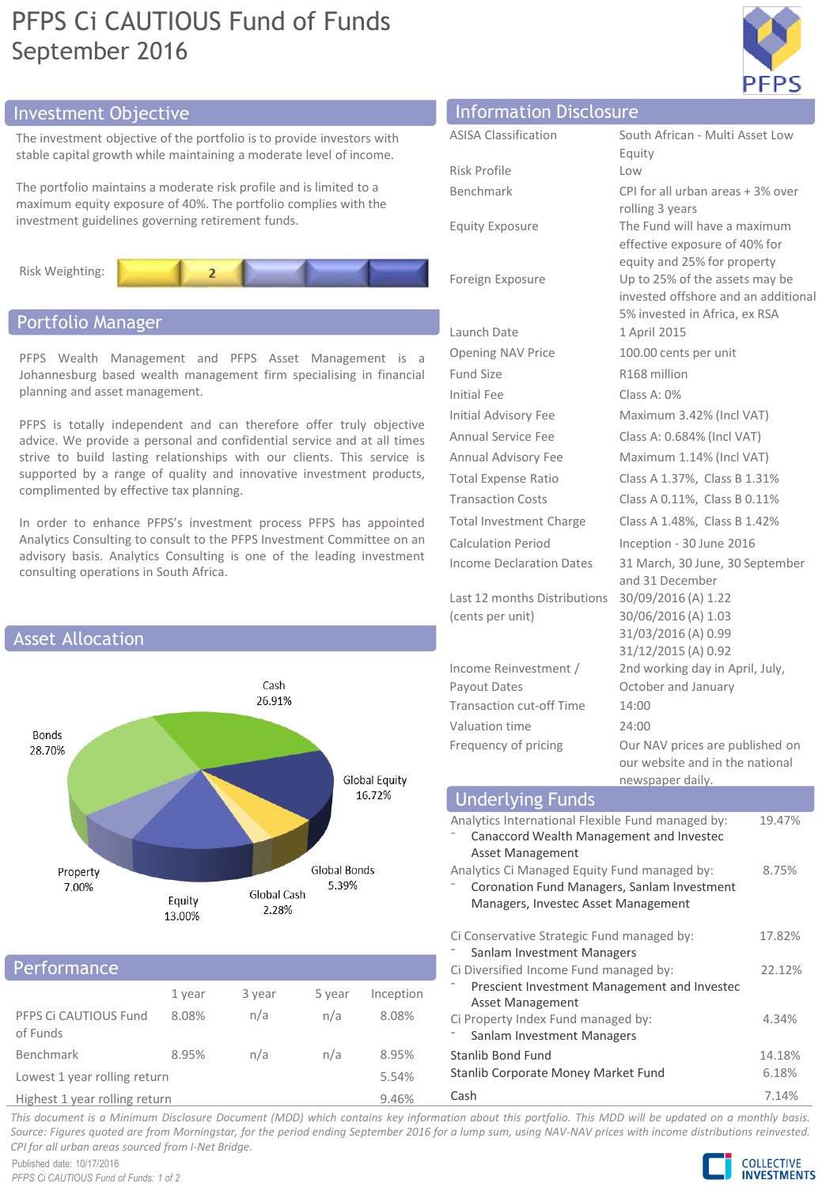# PFPS Ci CAUTIOUS Fund of Funds
## September 2016

## Investment Objective

The investment objective of the portfolio is to provide investors with stable capital growth while maintaining a moderate level of income.

The portfolio maintains a moderate risk profile and is limited to a maximum equity exposure of 40%. The portfolio complies with the investment guidelines governing retirement funds.

Risk Weighting: 2

## Portfolio Manager

PFPS Wealth Management and PFPS Asset Management is a Johannesburg based wealth management firm specialising in financial planning and asset management.

PFPS is totally independent and can therefore offer truly objective advice. We provide a personal and confidential service and at all times strive to build lasting relationships with our clients. This service is supported by a range of quality and innovative investment products, complimented by effective tax planning.

In order to enhance PFPS's investment process PFPS has appointed Analytics Consulting to consult to the PFPS Investment Committee on an advisory basis. Analytics Consulting is one of the leading investment consulting operations in South Africa.

## Asset Allocation

| Asset | % |
|---|---|
| Cash | 26.91% |
| Global Equity | 16.72% |
| Global Bonds | 5.39% |
| Global Cash | 2.28% |
| Equity | 13.00% |
| Property | 7.00% |
| Bonds | 28.70% |

## Performance

| | 1 year | 3 year | 5 year | Inception |
|---|---|---|---|---|
| PFPS Ci CAUTIOUS Fund of Funds | 8.08% | n/a | n/a | 8.08% |
| Benchmark | 8.95% | n/a | n/a | 8.95% |
| Lowest 1 year rolling return | | | | 5.54% |
| Highest 1 year rolling return | | | | 9.46% |

## Information Disclosure

| | |
|---|---|
| ASISA Classification | South African - Multi Asset Low Equity |
| Risk Profile | Low |
| Benchmark | CPI for all urban areas + 3% over rolling 3 years |
| Equity Exposure | The Fund will have a maximum effective exposure of 40% for equity and 25% for property |
| Foreign Exposure | Up to 25% of the assets may be invested offshore and an additional 5% invested in Africa, ex RSA |
| Launch Date | 1 April 2015 |
| Opening NAV Price | 100.00 cents per unit |
| Fund Size | R168 million |
| Initial Fee | Class A: 0% |
| Initial Advisory Fee | Maximum 3.42% (Incl VAT) |
| Annual Service Fee | Class A: 0.684% (Incl VAT) |
| Annual Advisory Fee | Maximum 1.14% (Incl VAT) |
| Total Expense Ratio | Class A 1.37%, Class B 1.31% |
| Transaction Costs | Class A 0.11%, Class B 0.11% |
| Total Investment Charge | Class A 1.48%, Class B 1.42% |
| Calculation Period | Inception - 30 June 2016 |
| Income Declaration Dates | 31 March, 30 June, 30 September and 31 December |
| Last 12 months Distributions (cents per unit) | 30/09/2016 (A) 1.22<br>30/06/2016 (A) 1.03<br>31/03/2016 (A) 0.99<br>31/12/2015 (A) 0.92 |
| Income Reinvestment / Payout Dates | 2nd working day in April, July, October and January |
| Transaction cut-off Time | 14:00 |
| Valuation time | 24:00 |
| Frequency of pricing | Our NAV prices are published on our website and in the national newspaper daily. |

## Underlying Funds

| Fund | % |
|---|---|
| Analytics International Flexible Fund managed by:<br>- Canaccord Wealth Management and Investec Asset Management | 19.47% |
| Analytics Ci Managed Equity Fund managed by:<br>- Coronation Fund Managers, Sanlam Investment Managers, Investec Asset Management | 8.75% |
| Ci Conservative Strategic Fund managed by:<br>- Sanlam Investment Managers | 17.82% |
| Ci Diversified Income Fund managed by:<br>- Prescient Investment Management and Investec Asset Management | 22.12% |
| Ci Property Index Fund managed by:<br>- Sanlam Investment Managers | 4.34% |
| Stanlib Bond Fund | 14.18% |
| Stanlib Corporate Money Market Fund | 6.18% |
| Cash | 7.14% |

*This document is a Minimum Disclosure Document (MDD) which contains key information about this portfolio. This MDD will be updated on a monthly basis. Source: Figures quoted are from Morningstar, for the period ending September 2016 for a lump sum, using NAV-NAV prices with income distributions reinvested. CPI for all urban areas sourced from I-Net Bridge.*

Published date: 10/17/2016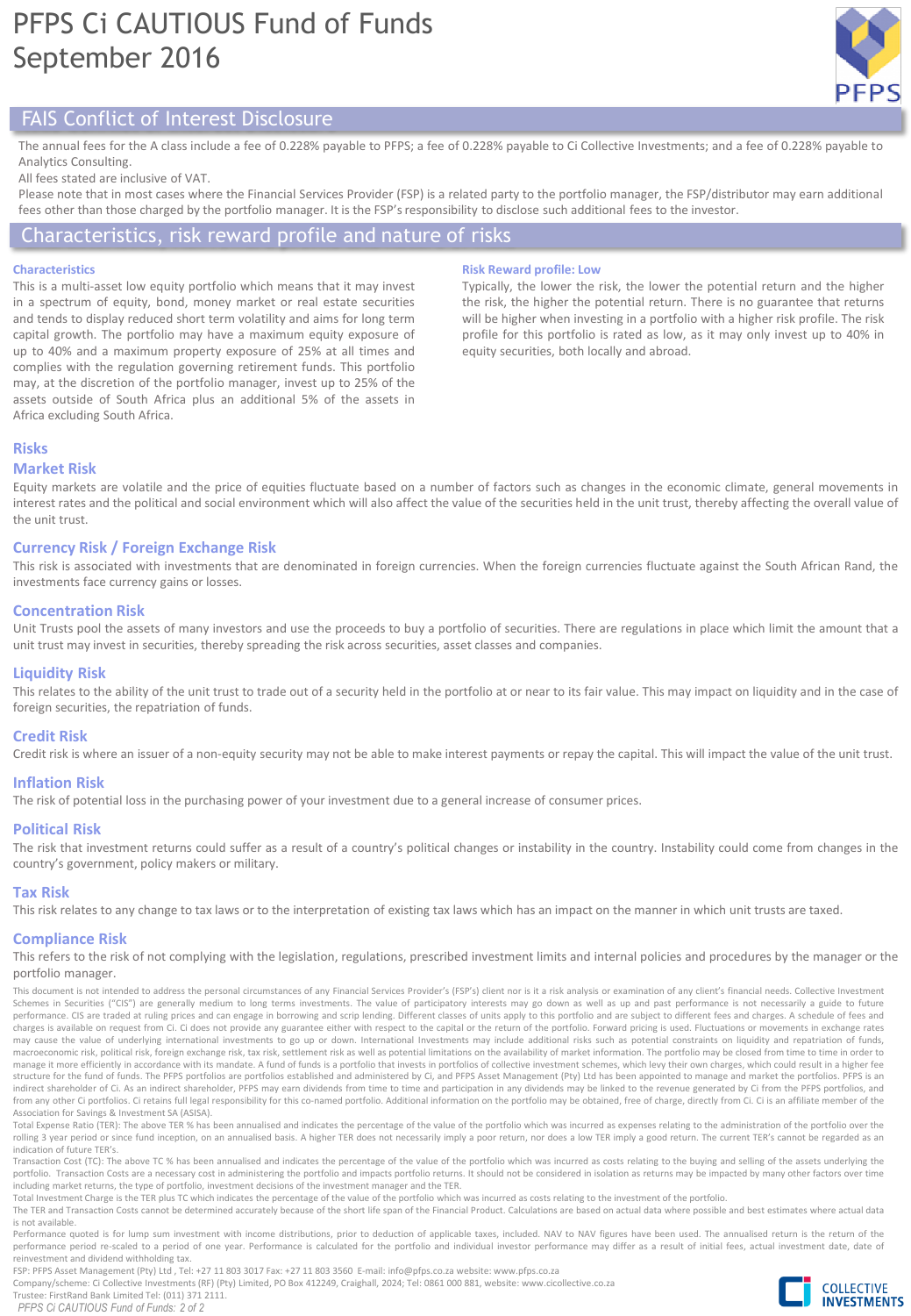# PFPS Ci CAUTIOUS Fund of Funds
# September 2016

## FAIS Conflict of Interest Disclosure

The annual fees for the A class include a fee of 0.228% payable to PFPS; a fee of 0.228% payable to Ci Collective Investments; and a fee of 0.228% payable to Analytics Consulting.

All fees stated are inclusive of VAT.

Please note that in most cases where the Financial Services Provider (FSP) is a related party to the portfolio manager, the FSP/distributor may earn additional fees other than those charged by the portfolio manager. It is the FSP's responsibility to disclose such additional fees to the investor.

## Characteristics, risk reward profile and nature of risks

### Characteristics

This is a multi-asset low equity portfolio which means that it may invest in a spectrum of equity, bond, money market or real estate securities and tends to display reduced short term volatility and aims for long term capital growth. The portfolio may have a maximum equity exposure of up to 40% and a maximum property exposure of 25% at all times and complies with the regulation governing retirement funds. This portfolio may, at the discretion of the portfolio manager, invest up to 25% of the assets outside of South Africa plus an additional 5% of the assets in Africa excluding South Africa.

### Risk Reward profile: Low

Typically, the lower the risk, the lower the potential return and the higher the risk, the higher the potential return. There is no guarantee that returns will be higher when investing in a portfolio with a higher risk profile. The risk profile for this portfolio is rated as low, as it may only invest up to 40% in equity securities, both locally and abroad.

### Risks

### Market Risk

Equity markets are volatile and the price of equities fluctuate based on a number of factors such as changes in the economic climate, general movements in interest rates and the political and social environment which will also affect the value of the securities held in the unit trust, thereby affecting the overall value of the unit trust.

### Currency Risk / Foreign Exchange Risk

This risk is associated with investments that are denominated in foreign currencies. When the foreign currencies fluctuate against the South African Rand, the investments face currency gains or losses.

### Concentration Risk

Unit Trusts pool the assets of many investors and use the proceeds to buy a portfolio of securities. There are regulations in place which limit the amount that a unit trust may invest in securities, thereby spreading the risk across securities, asset classes and companies.

### Liquidity Risk

This relates to the ability of the unit trust to trade out of a security held in the portfolio at or near to its fair value. This may impact on liquidity and in the case of foreign securities, the repatriation of funds.

### Credit Risk

Credit risk is where an issuer of a non-equity security may not be able to make interest payments or repay the capital. This will impact the value of the unit trust.

### Inflation Risk

The risk of potential loss in the purchasing power of your investment due to a general increase of consumer prices.

### Political Risk

The risk that investment returns could suffer as a result of a country's political changes or instability in the country. Instability could come from changes in the country's government, policy makers or military.

### Tax Risk

This risk relates to any change to tax laws or to the interpretation of existing tax laws which has an impact on the manner in which unit trusts are taxed.

### Compliance Risk

This refers to the risk of not complying with the legislation, regulations, prescribed investment limits and internal policies and procedures by the manager or the portfolio manager.

This document is not intended to address the personal circumstances of any Financial Services Provider's (FSP's) client nor is it a risk analysis or examination of any client's financial needs. Collective Investment Schemes in Securities ("CIS") are generally medium to long terms investments. The value of participatory interests may go down as well as up and past performance is not necessarily a guide to future performance. CIS are traded at ruling prices and can engage in borrowing and scrip lending. Different classes of units apply to this portfolio and are subject to different fees and charges. A schedule of fees and charges is available on request from Ci. Ci does not provide any guarantee either with respect to the capital or the return of the portfolio. Forward pricing is used. Fluctuations or movements in exchange rates may cause the value of underlying international investments to go up or down. International Investments may include additional risks such as potential constraints on liquidity and repatriation of funds, macroeconomic risk, political risk, foreign exchange risk, tax risk, settlement risk as well as potential limitations on the availability of market information. The portfolio may be closed from time to time in order to manage it more efficiently in accordance with its mandate. A fund of funds is a portfolio that invests in portfolios of collective investment schemes, which levy their own charges, which could result in a higher fee structure for the fund of funds. The PFPS portfolios are portfolios established and administered by Ci, and PFPS Asset Management (Pty) Ltd has been appointed to manage and market the portfolios. PFPS is an indirect shareholder of Ci. As an indirect shareholder, PFPS may earn dividends from time to time and participation in any dividends may be linked to the revenue generated by Ci from the PFPS portfolios, and from any other Ci portfolios. Ci retains full legal responsibility for this co-named portfolio. Additional information on the portfolio may be obtained, free of charge, directly from Ci. Ci is an affiliate member of the Association for Savings & Investment SA (ASISA).

Total Expense Ratio (TER): The above TER % has been annualised and indicates the percentage of the value of the portfolio which was incurred as expenses relating to the administration of the portfolio over the rolling 3 year period or since fund inception, on an annualised basis. A higher TER does not necessarily imply a poor return, nor does a low TER imply a good return. The current TER's cannot be regarded as an indication of future TER's.

Transaction Cost (TC): The above TC % has been annualised and indicates the percentage of the value of the portfolio which was incurred as costs relating to the buying and selling of the assets underlying the portfolio. Transaction Costs are a necessary cost in administering the portfolio and impacts portfolio returns. It should not be considered in isolation as returns may be impacted by many other factors over time including market returns, the type of portfolio, investment decisions of the investment manager and the TER.

Total Investment Charge is the TER plus TC which indicates the percentage of the value of the portfolio which was incurred as costs relating to the investment of the portfolio.

The TER and Transaction Costs cannot be determined accurately because of the short life span of the Financial Product. Calculations are based on actual data where possible and best estimates where actual data is not available.

Performance quoted is for lump sum investment with income distributions, prior to deduction of applicable taxes, included. NAV to NAV figures have been used. The annualised return is the return of the performance period re-scaled to a period of one year. Performance is calculated for the portfolio and individual investor performance may differ as a result of initial fees, actual investment date, date of reinvestment and dividend withholding tax.

FSP: PFPS Asset Management (Pty) Ltd , Tel: +27 11 803 3017 Fax: +27 11 803 3560 E-mail: info@pfps.co.za website: www.pfps.co.za

Company/scheme: Ci Collective Investments (RF) (Pty) Limited, PO Box 412249, Craighall, 2024; Tel: 0861 000 881, website: www.cicollective.co.za

Trustee: FirstRand Bank Limited Tel: (011) 371 2111.